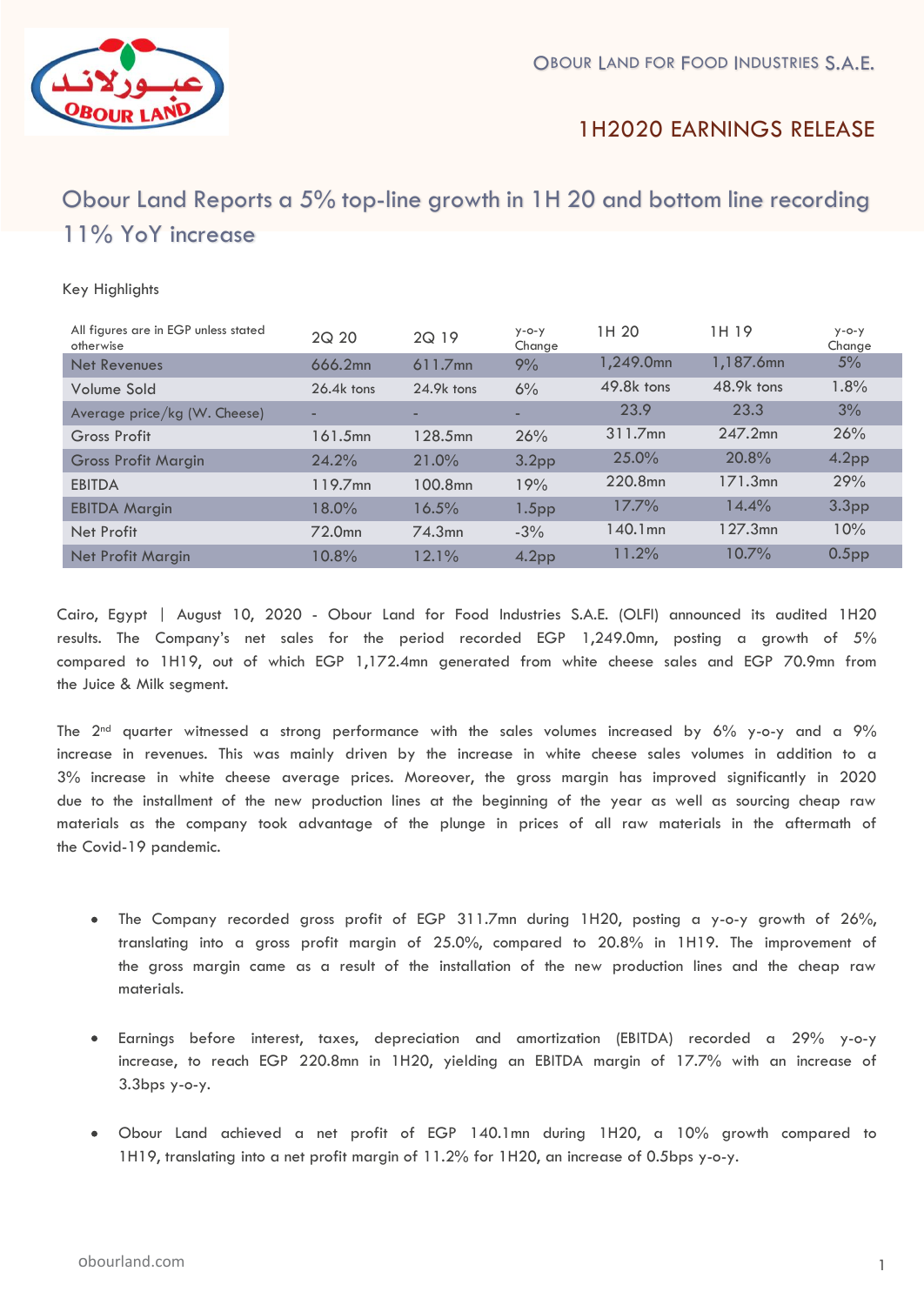OBOUR LAND FOR FOOD INDUSTRIES S.A.E.

1H2020 EARNINGS RELEASE

# Obour Land Reports a 5% top-line growth in 1H 20 and bottom line recording 11% YoY increase

Key Highlights

| All figures are in EGP unless stated otherwise | 2Q 20 | 2Q 19 | y-o-y Change | 1H 20 | 1H 19 | y-o-y Change |
|---|---|---|---|---|---|---|
| Net Revenues | 666.2mn | 611.7mn | 9% | 1,249.0mn | 1,187.6mn | 5% |
| Volume Sold | 26.4k tons | 24.9k tons | 6% | 49.8k tons | 48.9k tons | 1.8% |
| Average price/kg (W. Cheese) | - | - | - | 23.9 | 23.3 | 3% |
| Gross Profit | 161.5mn | 128.5mn | 26% | 311.7mn | 247.2mn | 26% |
| Gross Profit Margin | 24.2% | 21.0% | 3.2pp | 25.0% | 20.8% | 4.2pp |
| EBITDA | 119.7mn | 100.8mn | 19% | 220.8mn | 171.3mn | 29% |
| EBITDA Margin | 18.0% | 16.5% | 1.5pp | 17.7% | 14.4% | 3.3pp |
| Net Profit | 72.0mn | 74.3mn | -3% | 140.1mn | 127.3mn | 10% |
| Net Profit Margin | 10.8% | 12.1% | 4.2pp | 11.2% | 10.7% | 0.5pp |

Cairo, Egypt | August 10, 2020 - Obour Land for Food Industries S.A.E. (OLFI) announced its audited 1H20 results. The Company's net sales for the period recorded EGP 1,249.0mn, posting a growth of 5% compared to 1H19, out of which EGP 1,172.4mn generated from white cheese sales and EGP 70.9mn from the Juice & Milk segment.

The 2nd quarter witnessed a strong performance with the sales volumes increased by 6% y-o-y and a 9% increase in revenues. This was mainly driven by the increase in white cheese sales volumes in addition to a 3% increase in white cheese average prices. Moreover, the gross margin has improved significantly in 2020 due to the installment of the new production lines at the beginning of the year as well as sourcing cheap raw materials as the company took advantage of the plunge in prices of all raw materials in the aftermath of the Covid-19 pandemic.

- The Company recorded gross profit of EGP 311.7mn during 1H20, posting a y-o-y growth of 26%, translating into a gross profit margin of 25.0%, compared to 20.8% in 1H19. The improvement of the gross margin came as a result of the installation of the new production lines and the cheap raw materials.

- Earnings before interest, taxes, depreciation and amortization (EBITDA) recorded a 29% y-o-y increase, to reach EGP 220.8mn in 1H20, yielding an EBITDA margin of 17.7% with an increase of 3.3bps y-o-y.

- Obour Land achieved a net profit of EGP 140.1mn during 1H20, a 10% growth compared to 1H19, translating into a net profit margin of 11.2% for 1H20, an increase of 0.5bps y-o-y.

obourland.com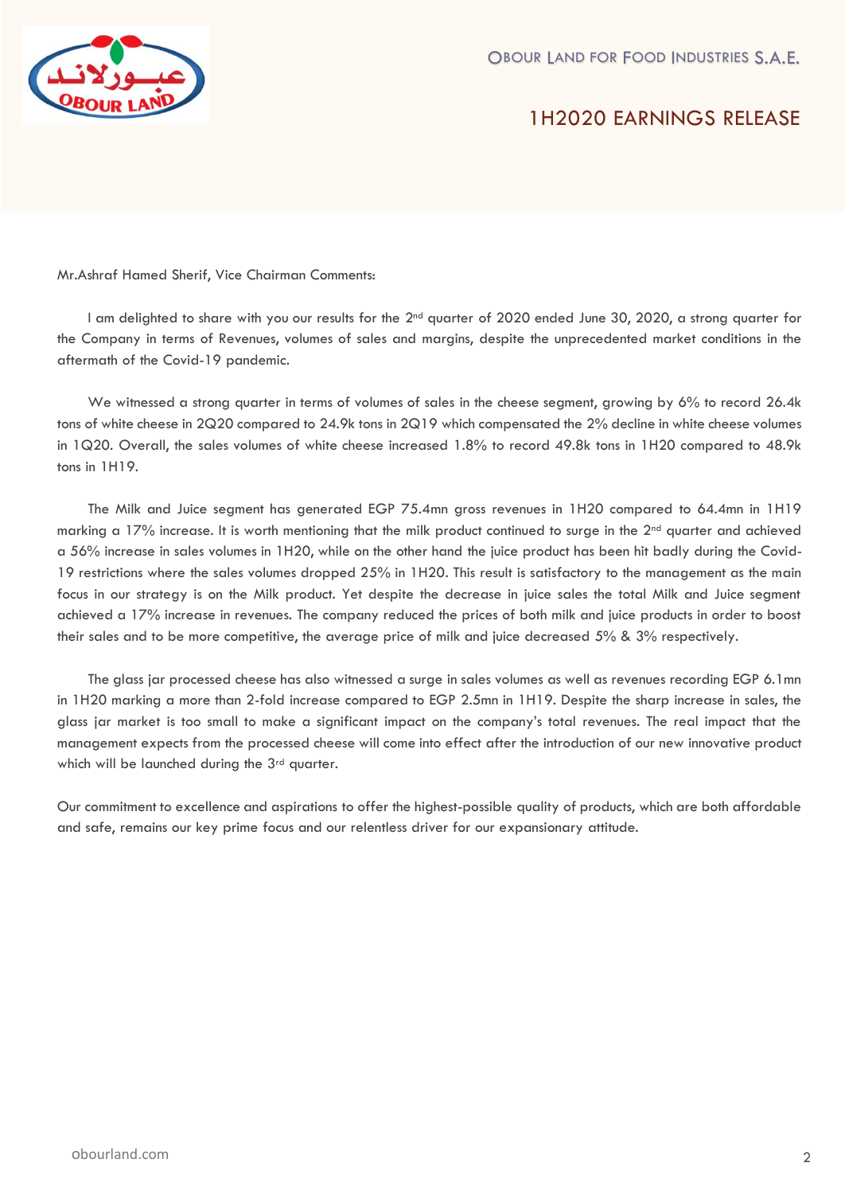Mr.Ashraf Hamed Sherif, Vice Chairman Comments:

I am delighted to share with you our results for the 2nd quarter of 2020 ended June 30, 2020, a strong quarter for the Company in terms of Revenues, volumes of sales and margins, despite the unprecedented market conditions in the aftermath of the Covid-19 pandemic.

We witnessed a strong quarter in terms of volumes of sales in the cheese segment, growing by 6% to record 26.4k tons of white cheese in 2Q20 compared to 24.9k tons in 2Q19 which compensated the 2% decline in white cheese volumes in 1Q20. Overall, the sales volumes of white cheese increased 1.8% to record 49.8k tons in 1H20 compared to 48.9k tons in 1H19.

The Milk and Juice segment has generated EGP 75.4mn gross revenues in 1H20 compared to 64.4mn in 1H19 marking a 17% increase. It is worth mentioning that the milk product continued to surge in the 2nd quarter and achieved a 56% increase in sales volumes in 1H20, while on the other hand the juice product has been hit badly during the Covid-19 restrictions where the sales volumes dropped 25% in 1H20. This result is satisfactory to the management as the main focus in our strategy is on the Milk product. Yet despite the decrease in juice sales the total Milk and Juice segment achieved a 17% increase in revenues. The company reduced the prices of both milk and juice products in order to boost their sales and to be more competitive, the average price of milk and juice decreased 5% & 3% respectively.

The glass jar processed cheese has also witnessed a surge in sales volumes as well as revenues recording EGP 6.1mn in 1H20 marking a more than 2-fold increase compared to EGP 2.5mn in 1H19. Despite the sharp increase in sales, the glass jar market is too small to make a significant impact on the company's total revenues. The real impact that the management expects from the processed cheese will come into effect after the introduction of our new innovative product which will be launched during the 3rd quarter.

Our commitment to excellence and aspirations to offer the highest-possible quality of products, which are both affordable and safe, remains our key prime focus and our relentless driver for our expansionary attitude.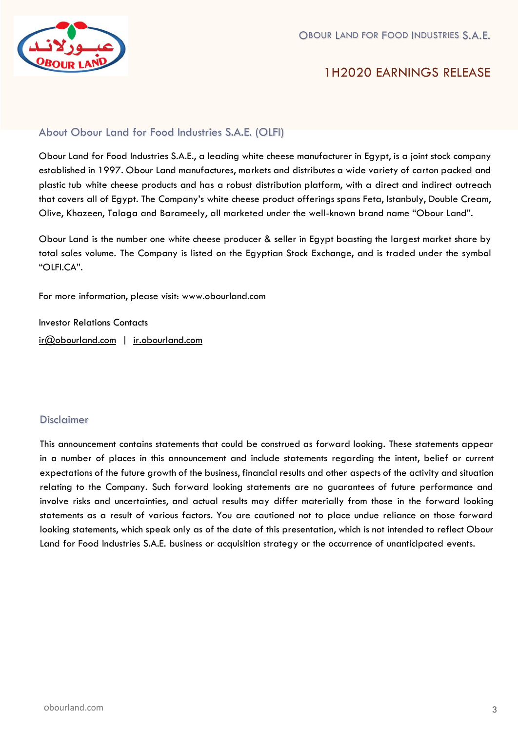## About Obour Land for Food Industries S.A.E. (OLFI)

Obour Land for Food Industries S.A.E., a leading white cheese manufacturer in Egypt, is a joint stock company established in 1997. Obour Land manufactures, markets and distributes a wide variety of carton packed and plastic tub white cheese products and has a robust distribution platform, with a direct and indirect outreach that covers all of Egypt. The Company's white cheese product offerings spans Feta, Istanbuly, Double Cream, Olive, Khazeen, Talaga and Barameely, all marketed under the well-known brand name "Obour Land".

Obour Land is the number one white cheese producer & seller in Egypt boasting the largest market share by total sales volume. The Company is listed on the Egyptian Stock Exchange, and is traded under the symbol "OLFI.CA".

For more information, please visit: www.obourland.com

Investor Relations Contacts

ir@obourland.com | ir.obourland.com

## Disclaimer

This announcement contains statements that could be construed as forward looking. These statements appear in a number of places in this announcement and include statements regarding the intent, belief or current expectations of the future growth of the business, financial results and other aspects of the activity and situation relating to the Company. Such forward looking statements are no guarantees of future performance and involve risks and uncertainties, and actual results may differ materially from those in the forward looking statements as a result of various factors. You are cautioned not to place undue reliance on those forward looking statements, which speak only as of the date of this presentation, which is not intended to reflect Obour Land for Food Industries S.A.E. business or acquisition strategy or the occurrence of unanticipated events.